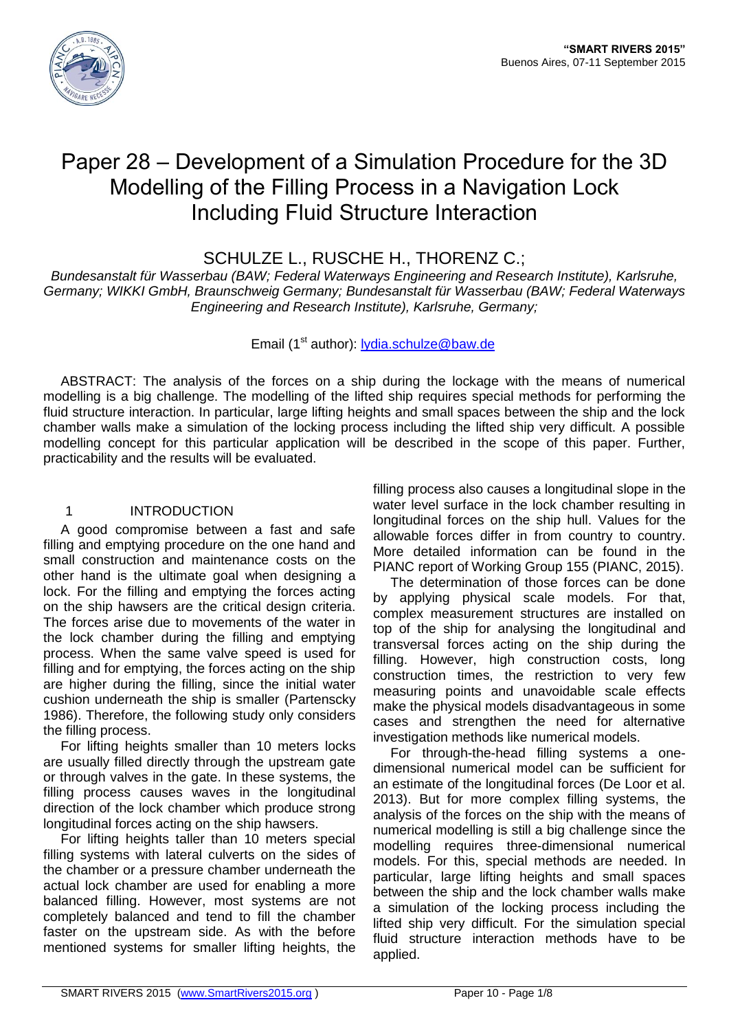# Paper 28 – Development of a Simulation Procedure for the 3D Modelling of the Filling Process in a Navigation Lock Including Fluid Structure Interaction

SCHULZE L., RUSCHE H., THORENZ C.;

*Bundesanstalt für Wasserbau (BAW; Federal Waterways Engineering and Research Institute), Karlsruhe, Germany; WIKKI GmbH, Braunschweig Germany; Bundesanstalt für Wasserbau (BAW; Federal Waterways Engineering and Research Institute), Karlsruhe, Germany;*

Email (1st author): lydia.schulze@baw.de

ABSTRACT: The analysis of the forces on a ship during the lockage with the means of numerical modelling is a big challenge. The modelling of the lifted ship requires special methods for performing the fluid structure interaction. In particular, large lifting heights and small spaces between the ship and the lock chamber walls make a simulation of the locking process including the lifted ship very difficult. A possible modelling concept for this particular application will be described in the scope of this paper. Further, practicability and the results will be evaluated.

## 1 INTRODUCTION

A good compromise between a fast and safe filling and emptying procedure on the one hand and small construction and maintenance costs on the other hand is the ultimate goal when designing a lock. For the filling and emptying the forces acting on the ship hawsers are the critical design criteria. The forces arise due to movements of the water in the lock chamber during the filling and emptying process. When the same valve speed is used for filling and for emptying, the forces acting on the ship are higher during the filling, since the initial water cushion underneath the ship is smaller (Partenscky 1986). Therefore, the following study only considers the filling process.

For lifting heights smaller than 10 meters locks are usually filled directly through the upstream gate or through valves in the gate. In these systems, the filling process causes waves in the longitudinal direction of the lock chamber which produce strong longitudinal forces acting on the ship hawsers.

For lifting heights taller than 10 meters special filling systems with lateral culverts on the sides of the chamber or a pressure chamber underneath the actual lock chamber are used for enabling a more balanced filling. However, most systems are not completely balanced and tend to fill the chamber faster on the upstream side. As with the before mentioned systems for smaller lifting heights, the filling process also causes a longitudinal slope in the water level surface in the lock chamber resulting in longitudinal forces on the ship hull. Values for the allowable forces differ in from country to country. More detailed information can be found in the PIANC report of Working Group 155 (PIANC, 2015).

The determination of those forces can be done by applying physical scale models. For that, complex measurement structures are installed on top of the ship for analysing the longitudinal and transversal forces acting on the ship during the filling. However, high construction costs, long construction times, the restriction to very few measuring points and unavoidable scale effects make the physical models disadvantageous in some cases and strengthen the need for alternative investigation methods like numerical models.

For through-the-head filling systems a one-dimensional numerical model can be sufficient for an estimate of the longitudinal forces (De Loor et al. 2013). But for more complex filling systems, the analysis of the forces on the ship with the means of numerical modelling is still a big challenge since the modelling requires three-dimensional numerical models. For this, special methods are needed. In particular, large lifting heights and small spaces between the ship and the lock chamber walls make a simulation of the locking process including the lifted ship very difficult. For the simulation special fluid structure interaction methods have to be applied.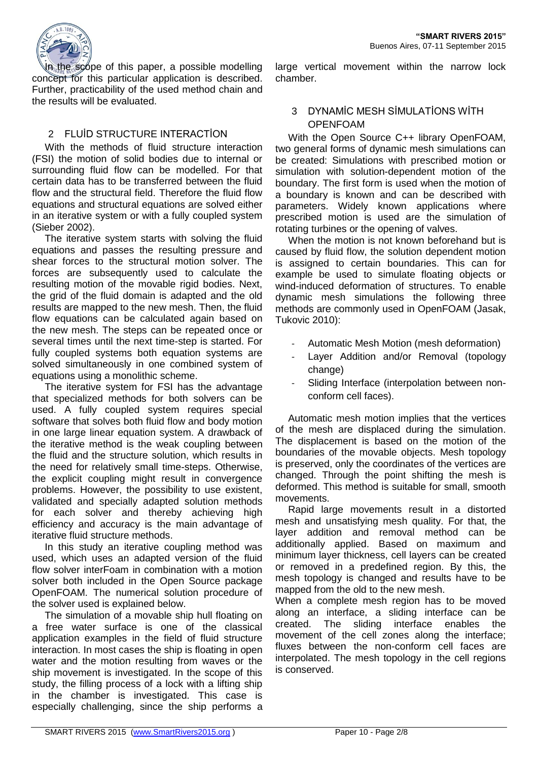In the scope of this paper, a possible modelling concept for this particular application is described. Further, practicability of the used method chain and the results will be evaluated.

## 2 FLUİD STRUCTURE INTERACTİON

With the methods of fluid structure interaction (FSI) the motion of solid bodies due to internal or surrounding fluid flow can be modelled. For that certain data has to be transferred between the fluid flow and the structural field. Therefore the fluid flow equations and structural equations are solved either in an iterative system or with a fully coupled system (Sieber 2002).

The iterative system starts with solving the fluid equations and passes the resulting pressure and shear forces to the structural motion solver. The forces are subsequently used to calculate the resulting motion of the movable rigid bodies. Next, the grid of the fluid domain is adapted and the old results are mapped to the new mesh. Then, the fluid flow equations can be calculated again based on the new mesh. The steps can be repeated once or several times until the next time-step is started. For fully coupled systems both equation systems are solved simultaneously in one combined system of equations using a monolithic scheme.

The iterative system for FSI has the advantage that specialized methods for both solvers can be used. A fully coupled system requires special software that solves both fluid flow and body motion in one large linear equation system. A drawback of the iterative method is the weak coupling between the fluid and the structure solution, which results in the need for relatively small time-steps. Otherwise, the explicit coupling might result in convergence problems. However, the possibility to use existent, validated and specially adapted solution methods for each solver and thereby achieving high efficiency and accuracy is the main advantage of iterative fluid structure methods.

In this study an iterative coupling method was used, which uses an adapted version of the fluid flow solver interFoam in combination with a motion solver both included in the Open Source package OpenFOAM. The numerical solution procedure of the solver used is explained below.

The simulation of a movable ship hull floating on a free water surface is one of the classical application examples in the field of fluid structure interaction. In most cases the ship is floating in open water and the motion resulting from waves or the ship movement is investigated. In the scope of this study, the filling process of a lock with a lifting ship in the chamber is investigated. This case is especially challenging, since the ship performs a large vertical movement within the narrow lock chamber.

## 3 DYNAMİC MESH SİMULATİONS WİTH OPENFOAM

With the Open Source C++ library OpenFOAM, two general forms of dynamic mesh simulations can be created: Simulations with prescribed motion or simulation with solution-dependent motion of the boundary. The first form is used when the motion of a boundary is known and can be described with parameters. Widely known applications where prescribed motion is used are the simulation of rotating turbines or the opening of valves.

When the motion is not known beforehand but is caused by fluid flow, the solution dependent motion is assigned to certain boundaries. This can for example be used to simulate floating objects or wind-induced deformation of structures. To enable dynamic mesh simulations the following three methods are commonly used in OpenFOAM (Jasak, Tukovic 2010):

- Automatic Mesh Motion (mesh deformation)
- Layer Addition and/or Removal (topology change)
- Sliding Interface (interpolation between non-conform cell faces).

Automatic mesh motion implies that the vertices of the mesh are displaced during the simulation. The displacement is based on the motion of the boundaries of the movable objects. Mesh topology is preserved, only the coordinates of the vertices are changed. Through the point shifting the mesh is deformed. This method is suitable for small, smooth movements.

Rapid large movements result in a distorted mesh and unsatisfying mesh quality. For that, the layer addition and removal method can be additionally applied. Based on maximum and minimum layer thickness, cell layers can be created or removed in a predefined region. By this, the mesh topology is changed and results have to be mapped from the old to the new mesh.

When a complete mesh region has to be moved along an interface, a sliding interface can be created. The sliding interface enables the movement of the cell zones along the interface; fluxes between the non-conform cell faces are interpolated. The mesh topology in the cell regions is conserved.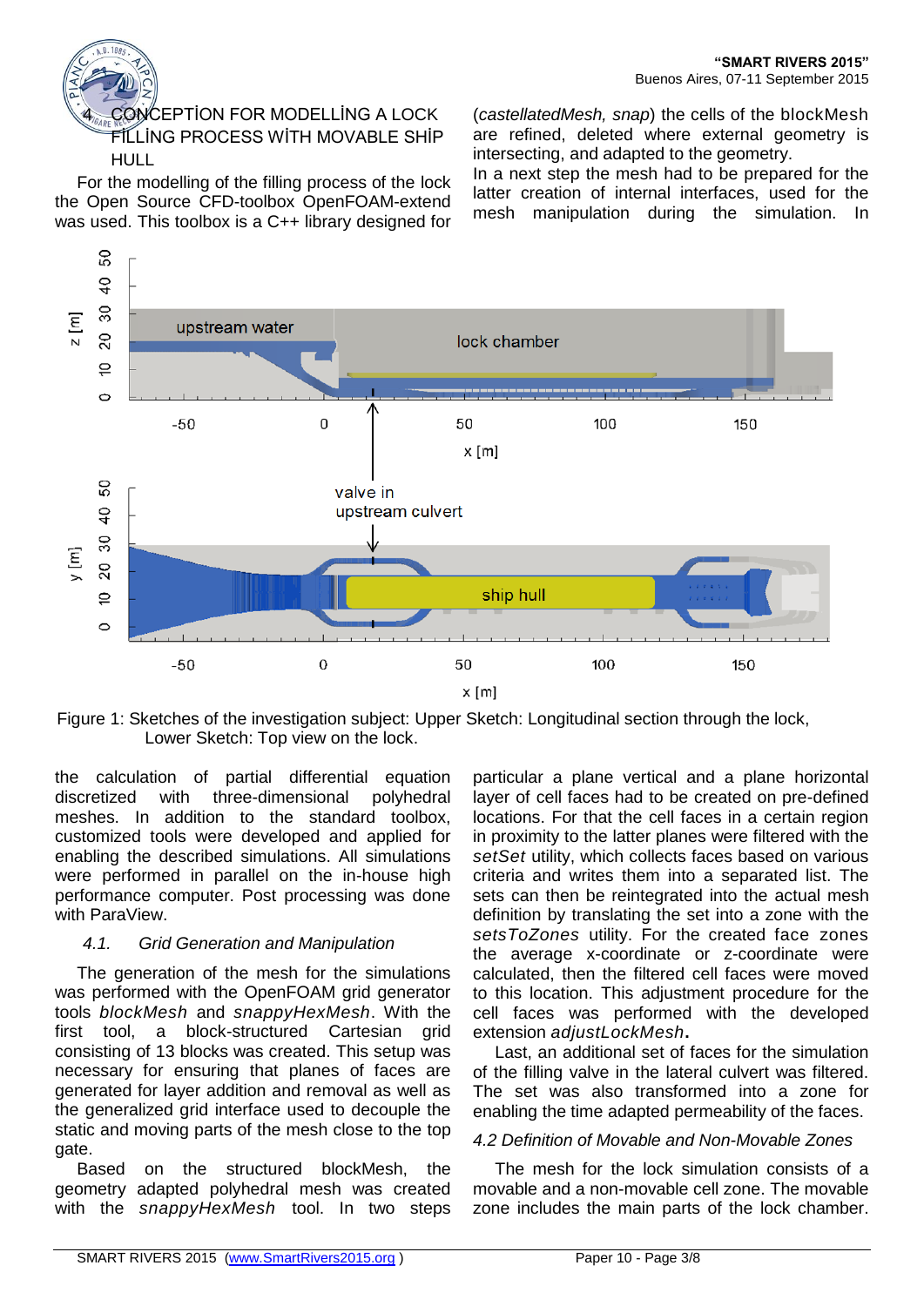## 4. CONCEPTİON FOR MODELLİNG A LOCK FİLLİNG PROCESS WİTH MOVABLE SHİP HULL

For the modelling of the filling process of the lock the Open Source CFD-toolbox OpenFOAM-extend was used. This toolbox is a C++ library designed for the calculation of partial differential equation discretized with three-dimensional polyhedral meshes. In addition to the standard toolbox, customized tools were developed and applied for enabling the described simulations. All simulations were performed in parallel on the in-house high performance computer. Post processing was done with ParaView.

Figure 1: Sketches of the investigation subject: Upper Sketch: Longitudinal section through the lock, Lower Sketch: Top view on the lock.

### 4.1. Grid Generation and Manipulation

The generation of the mesh for the simulations was performed with the OpenFOAM grid generator tools *blockMesh* and *snappyHexMesh*. With the first tool, a block-structured Cartesian grid consisting of 13 blocks was created. This setup was necessary for ensuring that planes of faces are generated for layer addition and removal as well as the generalized grid interface used to decouple the static and moving parts of the mesh close to the top gate.

Based on the structured blockMesh, the geometry adapted polyhedral mesh was created with the *snappyHexMesh* tool. In two steps (*castellatedMesh, snap*) the cells of the blockMesh are refined, deleted where external geometry is intersecting, and adapted to the geometry.

In a next step the mesh had to be prepared for the latter creation of internal interfaces, used for the mesh manipulation during the simulation. In particular a plane vertical and a plane horizontal layer of cell faces had to be created on pre-defined locations. For that the cell faces in a certain region in proximity to the latter planes were filtered with the *setSet* utility, which collects faces based on various criteria and writes them into a separated list. The sets can then be reintegrated into the actual mesh definition by translating the set into a zone with the *setsToZones* utility. For the created face zones the average x-coordinate or z-coordinate were calculated, then the filtered cell faces were moved to this location. This adjustment procedure for the cell faces was performed with the developed extension *adjustLockMesh*.

Last, an additional set of faces for the simulation of the filling valve in the lateral culvert was filtered. The set was also transformed into a zone for enabling the time adapted permeability of the faces.

### 4.2 Definition of Movable and Non-Movable Zones

The mesh for the lock simulation consists of a movable and a non-movable cell zone. The movable zone includes the main parts of the lock chamber.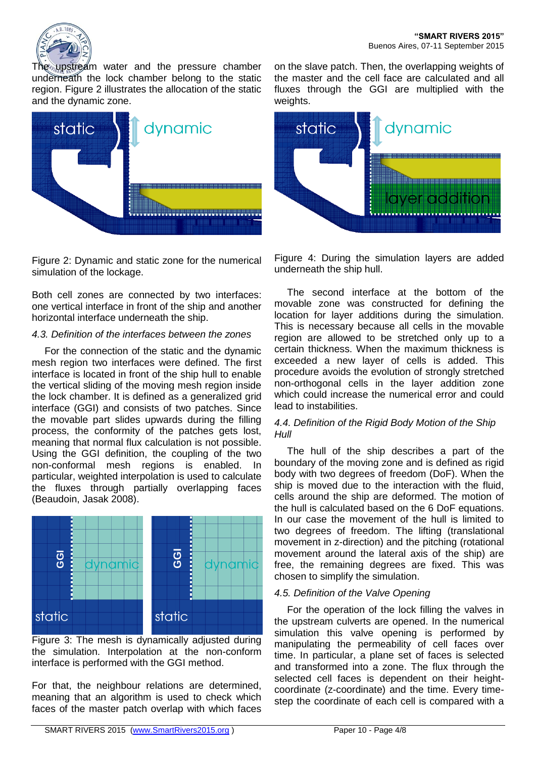The upstream water and the pressure chamber underneath the lock chamber belong to the static region. Figure 2 illustrates the allocation of the static and the dynamic zone.

Figure 2: Dynamic and static zone for the numerical simulation of the lockage.

Both cell zones are connected by two interfaces: one vertical interface in front of the ship and another horizontal interface underneath the ship.

### *4.3. Definition of the interfaces between the zones*

For the connection of the static and the dynamic mesh region two interfaces were defined. The first interface is located in front of the ship hull to enable the vertical sliding of the moving mesh region inside the lock chamber. It is defined as a generalized grid interface (GGI) and consists of two patches. Since the movable part slides upwards during the filling process, the conformity of the patches gets lost, meaning that normal flux calculation is not possible. Using the GGI definition, the coupling of the two non-conformal mesh regions is enabled. In particular, weighted interpolation is used to calculate the fluxes through partially overlapping faces (Beaudoin, Jasak 2008).

Figure 3: The mesh is dynamically adjusted during the simulation. Interpolation at the non-conform interface is performed with the GGI method.

For that, the neighbour relations are determined, meaning that an algorithm is used to check which faces of the master patch overlap with which faces on the slave patch. Then, the overlapping weights of the master and the cell face are calculated and all fluxes through the GGI are multiplied with the weights.

Figure 4: During the simulation layers are added underneath the ship hull.

The second interface at the bottom of the movable zone was constructed for defining the location for layer additions during the simulation. This is necessary because all cells in the movable region are allowed to be stretched only up to a certain thickness. When the maximum thickness is exceeded a new layer of cells is added. This procedure avoids the evolution of strongly stretched non-orthogonal cells in the layer addition zone which could increase the numerical error and could lead to instabilities.

### *4.4. Definition of the Rigid Body Motion of the Ship Hull*

The hull of the ship describes a part of the boundary of the moving zone and is defined as rigid body with two degrees of freedom (DoF). When the ship is moved due to the interaction with the fluid, cells around the ship are deformed. The motion of the hull is calculated based on the 6 DoF equations. In our case the movement of the hull is limited to two degrees of freedom. The lifting (translational movement in z-direction) and the pitching (rotational movement around the lateral axis of the ship) are free, the remaining degrees are fixed. This was chosen to simplify the simulation.

### *4.5. Definition of the Valve Opening*

For the operation of the lock filling the valves in the upstream culverts are opened. In the numerical simulation this valve opening is performed by manipulating the permeability of cell faces over time. In particular, a plane set of faces is selected and transformed into a zone. The flux through the selected cell faces is dependent on their height-coordinate (z-coordinate) and the time. Every time-step the coordinate of each cell is compared with a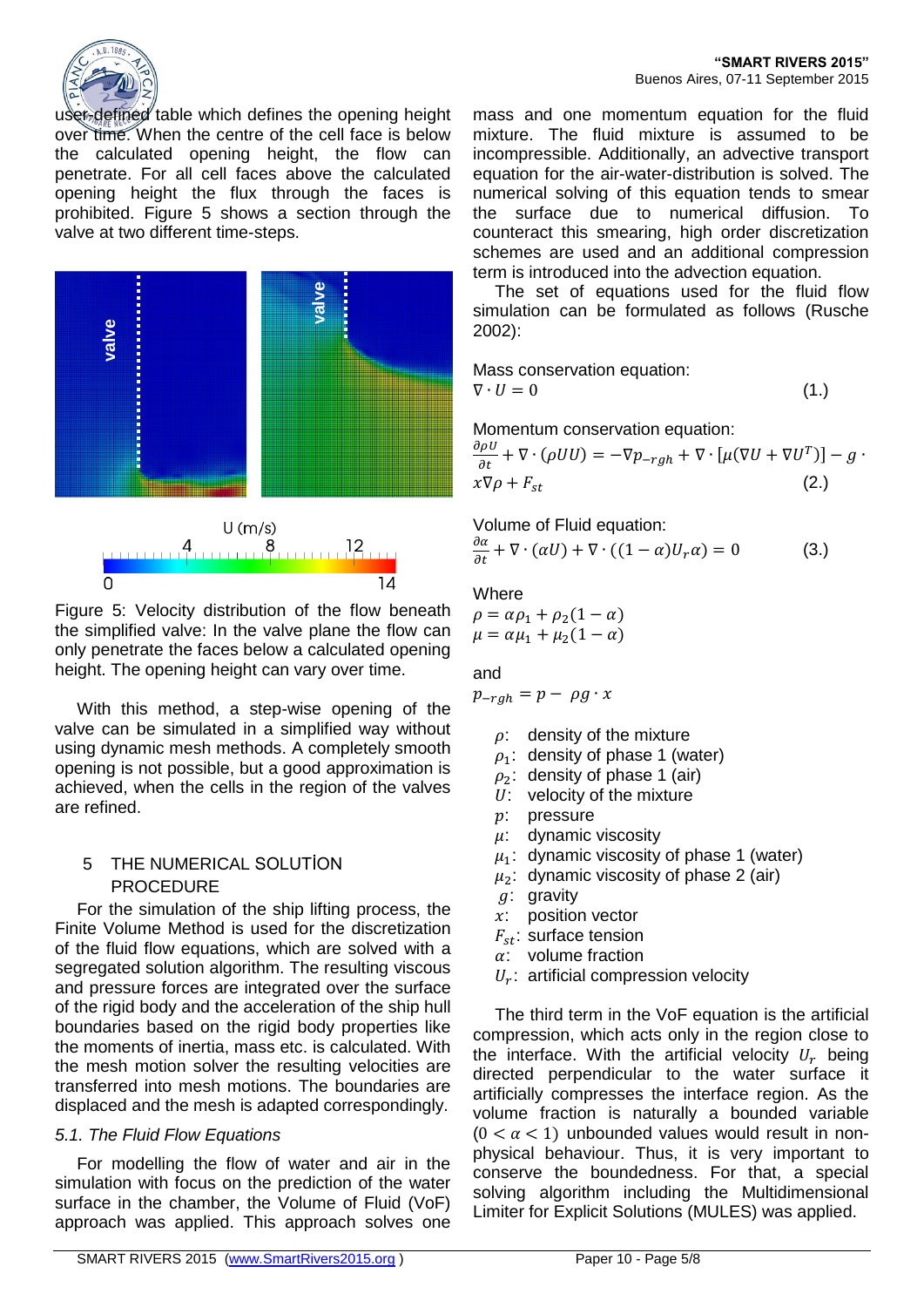user-defined table which defines the opening height over time. When the centre of the cell face is below the calculated opening height, the flow can penetrate. For all cell faces above the calculated opening height the flux through the faces is prohibited. Figure 5 shows a section through the valve at two different time-steps.

Figure 5: Velocity distribution of the flow beneath the simplified valve: In the valve plane the flow can only penetrate the faces below a calculated opening height. The opening height can vary over time.

With this method, a step-wise opening of the valve can be simulated in a simplified way without using dynamic mesh methods. A completely smooth opening is not possible, but a good approximation is achieved, when the cells in the region of the valves are refined.

## 5 THE NUMERICAL SOLUTİON PROCEDURE

For the simulation of the ship lifting process, the Finite Volume Method is used for the discretization of the fluid flow equations, which are solved with a segregated solution algorithm. The resulting viscous and pressure forces are integrated over the surface of the rigid body and the acceleration of the ship hull boundaries based on the rigid body properties like the moments of inertia, mass etc. is calculated. With the mesh motion solver the resulting velocities are transferred into mesh motions. The boundaries are displaced and the mesh is adapted correspondingly.

### *5.1. The Fluid Flow Equations*

For modelling the flow of water and air in the simulation with focus on the prediction of the water surface in the chamber, the Volume of Fluid (VoF) approach was applied. This approach solves one mass and one momentum equation for the fluid mixture. The fluid mixture is assumed to be incompressible. Additionally, an advective transport equation for the air-water-distribution is solved. The numerical solving of this equation tends to smear the surface due to numerical diffusion. To counteract this smearing, high order discretization schemes are used and an additional compression term is introduced into the advection equation.

The set of equations used for the fluid flow simulation can be formulated as follows (Rusche 2002):

Mass conservation equation:

$$\nabla \cdot U = 0 \tag{1.}$$

Momentum conservation equation:

$$\frac{\partial \rho U}{\partial t} + \nabla \cdot (\rho U U) = -\nabla p_{-rgh} + \nabla \cdot [\mu(\nabla U + \nabla U^T)] - g \cdot x \nabla \rho + F_{st} \tag{2.}$$

Volume of Fluid equation:

$$\frac{\partial \alpha}{\partial t} + \nabla \cdot (\alpha U) + \nabla \cdot ((1-\alpha) U_r \alpha) = 0 \tag{3.}$$

Where

$$\rho = \alpha \rho_1 + \rho_2 (1-\alpha)$$
$$\mu = \alpha \mu_1 + \mu_2 (1-\alpha)$$

and

$$p_{-rgh} = p - \rho g \cdot x$$

- $\rho$: density of the mixture
- $\rho_1$: density of phase 1 (water)
- $\rho_2$: density of phase 1 (air)
- $U$: velocity of the mixture
- $p$: pressure
- $\mu$: dynamic viscosity
- $\mu_1$: dynamic viscosity of phase 1 (water)
- $\mu_2$: dynamic viscosity of phase 2 (air)
- $g$: gravity
- $x$: position vector
- $F_{st}$: surface tension
- $\alpha$: volume fraction
- $U_r$: artificial compression velocity

The third term in the VoF equation is the artificial compression, which acts only in the region close to the interface. With the artificial velocity $U_r$ being directed perpendicular to the water surface it artificially compresses the interface region. As the volume fraction is naturally a bounded variable $(0 < \alpha < 1)$ unbounded values would result in non-physical behaviour. Thus, it is very important to conserve the boundedness. For that, a special solving algorithm including the Multidimensional Limiter for Explicit Solutions (MULES) was applied.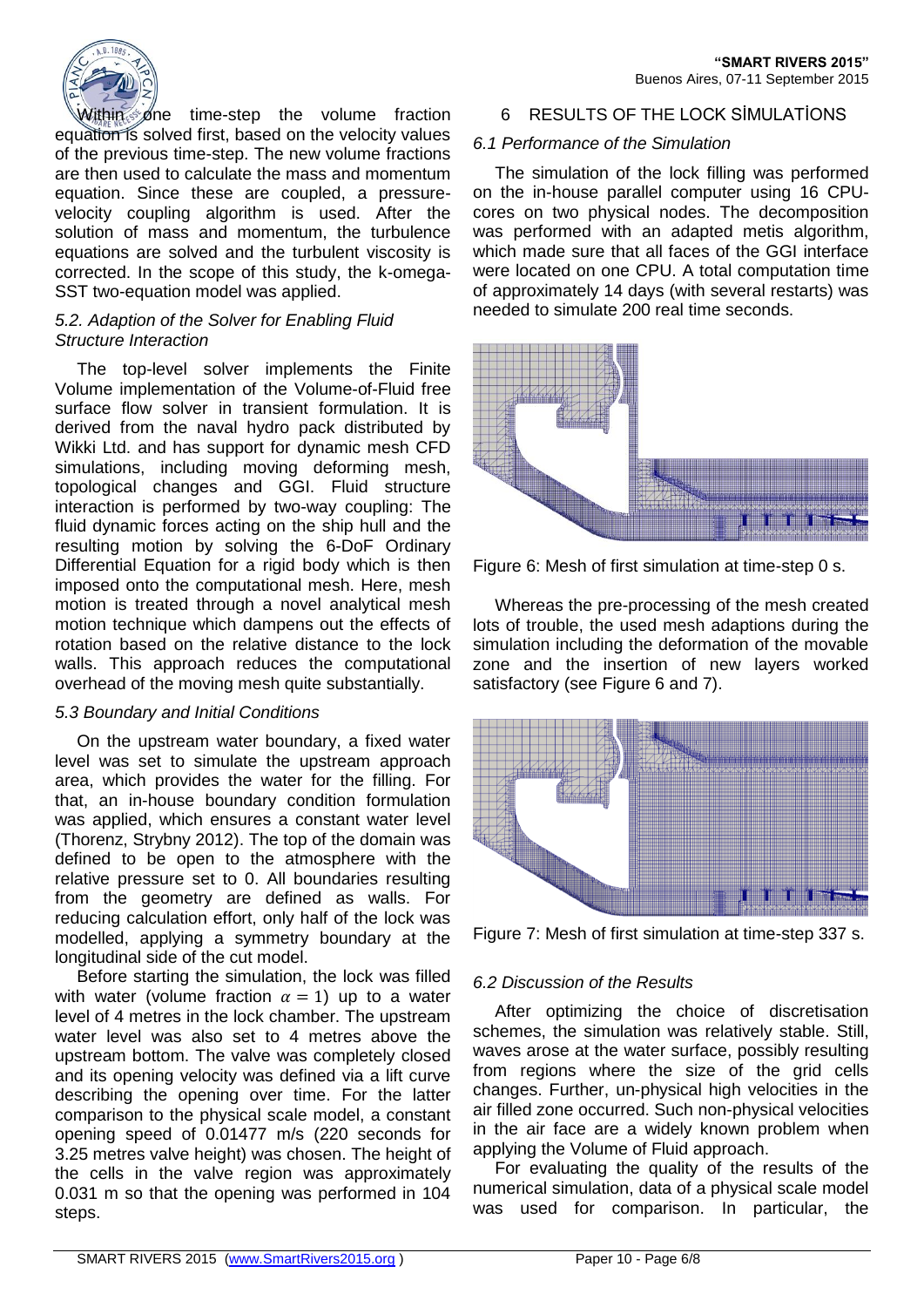Within one time-step the volume fraction equation is solved first, based on the velocity values of the previous time-step. The new volume fractions are then used to calculate the mass and momentum equation. Since these are coupled, a pressure-velocity coupling algorithm is used. After the solution of mass and momentum, the turbulence equations are solved and the turbulent viscosity is corrected. In the scope of this study, the k-omega-SST two-equation model was applied.

### *5.2. Adaption of the Solver for Enabling Fluid Structure Interaction*

The top-level solver implements the Finite Volume implementation of the Volume-of-Fluid free surface flow solver in transient formulation. It is derived from the naval hydro pack distributed by Wikki Ltd. and has support for dynamic mesh CFD simulations, including moving deforming mesh, topological changes and GGI. Fluid structure interaction is performed by two-way coupling: The fluid dynamic forces acting on the ship hull and the resulting motion by solving the 6-DoF Ordinary Differential Equation for a rigid body which is then imposed onto the computational mesh. Here, mesh motion is treated through a novel analytical mesh motion technique which dampens out the effects of rotation based on the relative distance to the lock walls. This approach reduces the computational overhead of the moving mesh quite substantially.

### *5.3 Boundary and Initial Conditions*

On the upstream water boundary, a fixed water level was set to simulate the upstream approach area, which provides the water for the filling. For that, an in-house boundary condition formulation was applied, which ensures a constant water level (Thorenz, Strybny 2012). The top of the domain was defined to be open to the atmosphere with the relative pressure set to 0. All boundaries resulting from the geometry are defined as walls. For reducing calculation effort, only half of the lock was modelled, applying a symmetry boundary at the longitudinal side of the cut model.

Before starting the simulation, the lock was filled with water (volume fraction $\alpha = 1$) up to a water level of 4 metres in the lock chamber. The upstream water level was also set to 4 metres above the upstream bottom. The valve was completely closed and its opening velocity was defined via a lift curve describing the opening over time. For the latter comparison to the physical scale model, a constant opening speed of 0.01477 m/s (220 seconds for 3.25 metres valve height) was chosen. The height of the cells in the valve region was approximately 0.031 m so that the opening was performed in 104 steps.

## 6 RESULTS OF THE LOCK SİMULATİONS

### *6.1 Performance of the Simulation*

The simulation of the lock filling was performed on the in-house parallel computer using 16 CPU-cores on two physical nodes. The decomposition was performed with an adapted metis algorithm, which made sure that all faces of the GGI interface were located on one CPU. A total computation time of approximately 14 days (with several restarts) was needed to simulate 200 real time seconds.

Figure 6: Mesh of first simulation at time-step 0 s.

Whereas the pre-processing of the mesh created lots of trouble, the used mesh adaptions during the simulation including the deformation of the movable zone and the insertion of new layers worked satisfactory (see Figure 6 and 7).

Figure 7: Mesh of first simulation at time-step 337 s.

### *6.2 Discussion of the Results*

After optimizing the choice of discretisation schemes, the simulation was relatively stable. Still, waves arose at the water surface, possibly resulting from regions where the size of the grid cells changes. Further, un-physical high velocities in the air filled zone occurred. Such non-physical velocities in the air face are a widely known problem when applying the Volume of Fluid approach.

For evaluating the quality of the results of the numerical simulation, data of a physical scale model was used for comparison. In particular, the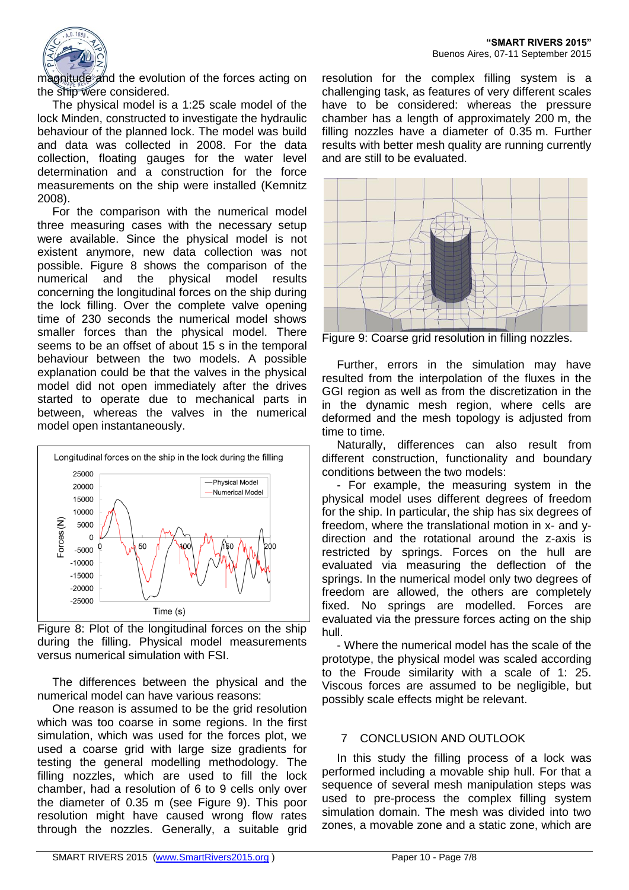magnitude and the evolution of the forces acting on the ship were considered.

The physical model is a 1:25 scale model of the lock Minden, constructed to investigate the hydraulic behaviour of the planned lock. The model was build and data was collected in 2008. For the data collection, floating gauges for the water level determination and a construction for the force measurements on the ship were installed (Kemnitz 2008).

For the comparison with the numerical model three measuring cases with the necessary setup were available. Since the physical model is not existent anymore, new data collection was not possible. Figure 8 shows the comparison of the numerical and the physical model results concerning the longitudinal forces on the ship during the lock filling. Over the complete valve opening time of 230 seconds the numerical model shows smaller forces than the physical model. There seems to be an offset of about 15 s in the temporal behaviour between the two models. A possible explanation could be that the valves in the physical model did not open immediately after the drives started to operate due to mechanical parts in between, whereas the valves in the numerical model open instantaneously.

Figure 8: Plot of the longitudinal forces on the ship during the filling. Physical model measurements versus numerical simulation with FSI.

The differences between the physical and the numerical model can have various reasons:

One reason is assumed to be the grid resolution which was too coarse in some regions. In the first simulation, which was used for the forces plot, we used a coarse grid with large size gradients for testing the general modelling methodology. The filling nozzles, which are used to fill the lock chamber, had a resolution of 6 to 9 cells only over the diameter of 0.35 m (see Figure 9). This poor resolution might have caused wrong flow rates through the nozzles. Generally, a suitable grid resolution for the complex filling system is a challenging task, as features of very different scales have to be considered: whereas the pressure chamber has a length of approximately 200 m, the filling nozzles have a diameter of 0.35 m. Further results with better mesh quality are running currently and are still to be evaluated.

Figure 9: Coarse grid resolution in filling nozzles.

Further, errors in the simulation may have resulted from the interpolation of the fluxes in the GGI region as well as from the discretization in the in the dynamic mesh region, where cells are deformed and the mesh topology is adjusted from time to time.

Naturally, differences can also result from different construction, functionality and boundary conditions between the two models:

- For example, the measuring system in the physical model uses different degrees of freedom for the ship. In particular, the ship has six degrees of freedom, where the translational motion in x- and y-direction and the rotational around the z-axis is restricted by springs. Forces on the hull are evaluated via measuring the deflection of the springs. In the numerical model only two degrees of freedom are allowed, the others are completely fixed. No springs are modelled. Forces are evaluated via the pressure forces acting on the ship hull.

- Where the numerical model has the scale of the prototype, the physical model was scaled according to the Froude similarity with a scale of 1: 25. Viscous forces are assumed to be negligible, but possibly scale effects might be relevant.

## 7 CONCLUSION AND OUTLOOK

In this study the filling process of a lock was performed including a movable ship hull. For that a sequence of several mesh manipulation steps was used to pre-process the complex filling system simulation domain. The mesh was divided into two zones, a movable zone and a static zone, which are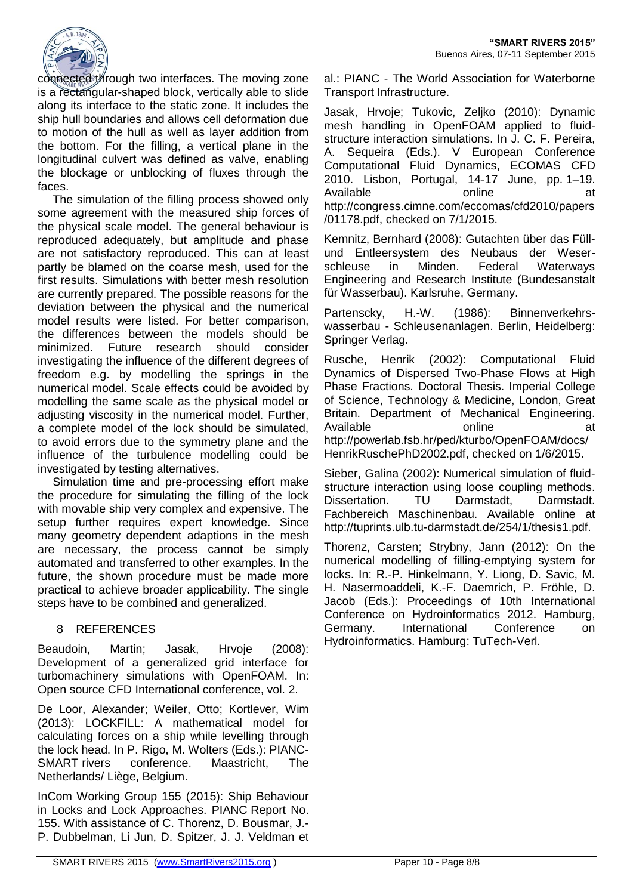connected through two interfaces. The moving zone is a rectangular-shaped block, vertically able to slide along its interface to the static zone. It includes the ship hull boundaries and allows cell deformation due to motion of the hull as well as layer addition from the bottom. For the filling, a vertical plane in the longitudinal culvert was defined as valve, enabling the blockage or unblocking of fluxes through the faces.

The simulation of the filling process showed only some agreement with the measured ship forces of the physical scale model. The general behaviour is reproduced adequately, but amplitude and phase are not satisfactory reproduced. This can at least partly be blamed on the coarse mesh, used for the first results. Simulations with better mesh resolution are currently prepared. The possible reasons for the deviation between the physical and the numerical model results were listed. For better comparison, the differences between the models should be minimized. Future research should consider investigating the influence of the different degrees of freedom e.g. by modelling the springs in the numerical model. Scale effects could be avoided by modelling the same scale as the physical model or adjusting viscosity in the numerical model. Further, a complete model of the lock should be simulated, to avoid errors due to the symmetry plane and the influence of the turbulence modelling could be investigated by testing alternatives.

Simulation time and pre-processing effort make the procedure for simulating the filling of the lock with movable ship very complex and expensive. The setup further requires expert knowledge. Since many geometry dependent adaptions in the mesh are necessary, the process cannot be simply automated and transferred to other examples. In the future, the shown procedure must be made more practical to achieve broader applicability. The single steps have to be combined and generalized.

## 8 REFERENCES

Beaudoin, Martin; Jasak, Hrvoje (2008): Development of a generalized grid interface for turbomachinery simulations with OpenFOAM. In: Open source CFD International conference, vol. 2.

De Loor, Alexander; Weiler, Otto; Kortlever, Wim (2013): LOCKFILL: A mathematical model for calculating forces on a ship while levelling through the lock head. In P. Rigo, M. Wolters (Eds.): PIANC-SMART rivers conference. Maastricht, The Netherlands/ Liège, Belgium.

InCom Working Group 155 (2015): Ship Behaviour in Locks and Lock Approaches. PIANC Report No. 155. With assistance of C. Thorenz, D. Bousmar, J.-P. Dubbelman, Li Jun, D. Spitzer, J. J. Veldman et al.: PIANC - The World Association for Waterborne Transport Infrastructure.

Jasak, Hrvoje; Tukovic, Zeljko (2010): Dynamic mesh handling in OpenFOAM applied to fluid-structure interaction simulations. In J. C. F. Pereira, A. Sequeira (Eds.). V European Conference Computational Fluid Dynamics, ECOMAS CFD 2010. Lisbon, Portugal, 14-17 June, pp. 1–19. Available online at http://congress.cimne.com/eccomas/cfd2010/papers/01178.pdf, checked on 7/1/2015.

Kemnitz, Bernhard (2008): Gutachten über das Füll- und Entleersystem des Neubaus der Weser-schleuse in Minden. Federal Waterways Engineering and Research Institute (Bundesanstalt für Wasserbau). Karlsruhe, Germany.

Partenscky, H.-W. (1986): Binnenverkehrs-wasserbau - Schleusenanlagen. Berlin, Heidelberg: Springer Verlag.

Rusche, Henrik (2002): Computational Fluid Dynamics of Dispersed Two-Phase Flows at High Phase Fractions. Doctoral Thesis. Imperial College of Science, Technology & Medicine, London, Great Britain. Department of Mechanical Engineering. Available online at http://powerlab.fsb.hr/ped/kturbo/OpenFOAM/docs/HenrikRuschePhD2002.pdf, checked on 1/6/2015.

Sieber, Galina (2002): Numerical simulation of fluid-structure interaction using loose coupling methods. Dissertation. TU Darmstadt, Darmstadt. Fachbereich Maschinenbau. Available online at http://tuprints.ulb.tu-darmstadt.de/254/1/thesis1.pdf.

Thorenz, Carsten; Strybny, Jann (2012): On the numerical modelling of filling-emptying system for locks. In: R.-P. Hinkelmann, Y. Liong, D. Savic, M. H. Nasermoaddeli, K.-F. Daemrich, P. Fröhle, D. Jacob (Eds.): Proceedings of 10th International Conference on Hydroinformatics 2012. Hamburg, Germany. International Conference on Hydroinformatics. Hamburg: TuTech-Verl.